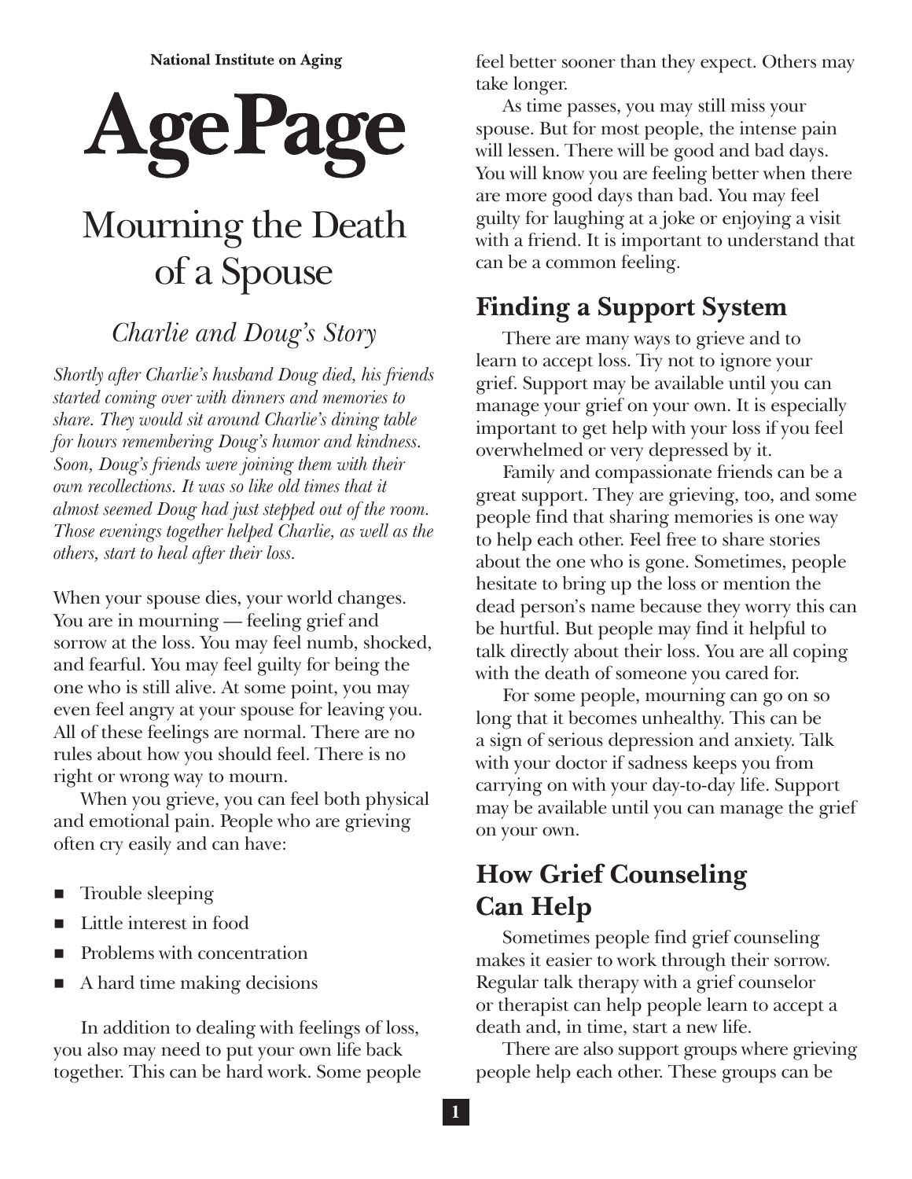**National Institute on Aging**

# AgePage

# Mourning the Death of a Spouse

## *Charlie and Doug's Story*

*Shortly after Charlie's husband Doug died, his friends started coming over with dinners and memories to share. They would sit around Charlie's dining table for hours remembering Doug's humor and kindness. Soon, Doug's friends were joining them with their own recollections. It was so like old times that it almost seemed Doug had just stepped out of the room. Those evenings together helped Charlie, as well as the others, start to heal after their loss.*

When your spouse dies, your world changes. You are in mourning — feeling grief and sorrow at the loss. You may feel numb, shocked, and fearful. You may feel guilty for being the one who is still alive. At some point, you may even feel angry at your spouse for leaving you. All of these feelings are normal. There are no rules about how you should feel. There is no right or wrong way to mourn.

When you grieve, you can feel both physical and emotional pain. People who are grieving often cry easily and can have:

- Trouble sleeping
- Little interest in food
- Problems with concentration
- A hard time making decisions

In addition to dealing with feelings of loss, you also may need to put your own life back together. This can be hard work. Some people feel better sooner than they expect. Others may take longer.

As time passes, you may still miss your spouse. But for most people, the intense pain will lessen. There will be good and bad days. You will know you are feeling better when there are more good days than bad. You may feel guilty for laughing at a joke or enjoying a visit with a friend. It is important to understand that can be a common feeling.

## Finding a Support System

There are many ways to grieve and to learn to accept loss. Try not to ignore your grief. Support may be available until you can manage your grief on your own. It is especially important to get help with your loss if you feel overwhelmed or very depressed by it.

Family and compassionate friends can be a great support. They are grieving, too, and some people find that sharing memories is one way to help each other. Feel free to share stories about the one who is gone. Sometimes, people hesitate to bring up the loss or mention the dead person's name because they worry this can be hurtful. But people may find it helpful to talk directly about their loss. You are all coping with the death of someone you cared for.

For some people, mourning can go on so long that it becomes unhealthy. This can be a sign of serious depression and anxiety. Talk with your doctor if sadness keeps you from carrying on with your day-to-day life. Support may be available until you can manage the grief on your own.

## How Grief Counseling Can Help

Sometimes people find grief counseling makes it easier to work through their sorrow. Regular talk therapy with a grief counselor or therapist can help people learn to accept a death and, in time, start a new life.

There are also support groups where grieving people help each other. These groups can be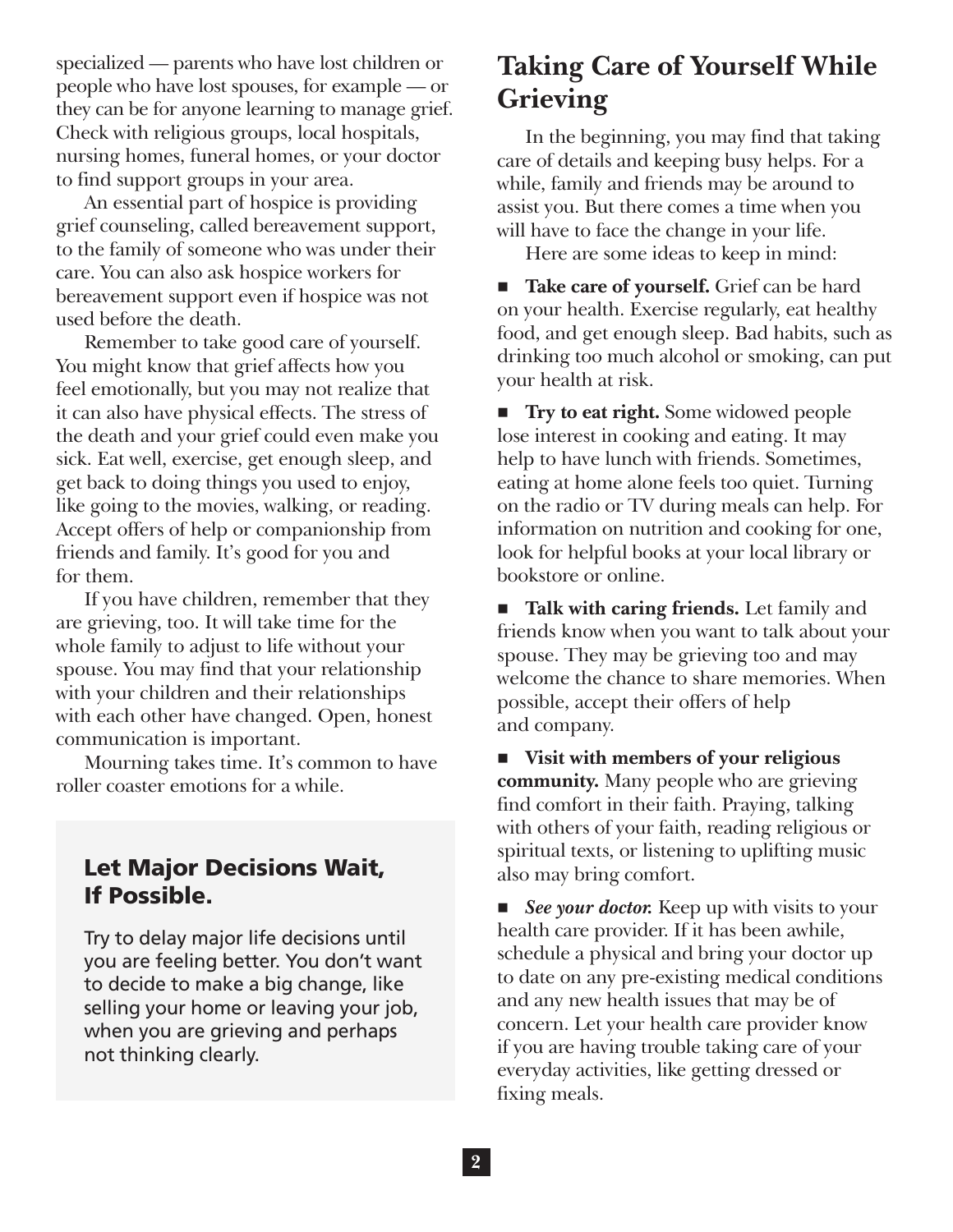specialized — parents who have lost children or people who have lost spouses, for example — or they can be for anyone learning to manage grief. Check with religious groups, local hospitals, nursing homes, funeral homes, or your doctor to find support groups in your area.

An essential part of hospice is providing grief counseling, called bereavement support, to the family of someone who was under their care. You can also ask hospice workers for bereavement support even if hospice was not used before the death.

Remember to take good care of yourself. You might know that grief affects how you feel emotionally, but you may not realize that it can also have physical effects. The stress of the death and your grief could even make you sick. Eat well, exercise, get enough sleep, and get back to doing things you used to enjoy, like going to the movies, walking, or reading. Accept offers of help or companionship from friends and family. It's good for you and for them.

If you have children, remember that they are grieving, too. It will take time for the whole family to adjust to life without your spouse. You may find that your relationship with your children and their relationships with each other have changed. Open, honest communication is important.

Mourning takes time. It's common to have roller coaster emotions for a while.

### Let Major Decisions Wait, If Possible.

Try to delay major life decisions until you are feeling better. You don't want to decide to make a big change, like selling your home or leaving your job, when you are grieving and perhaps not thinking clearly.

## Taking Care of Yourself While Grieving

In the beginning, you may find that taking care of details and keeping busy helps. For a while, family and friends may be around to assist you. But there comes a time when you will have to face the change in your life.

Here are some ideas to keep in mind:

- **Take care of yourself.** Grief can be hard on your health. Exercise regularly, eat healthy food, and get enough sleep. Bad habits, such as drinking too much alcohol or smoking, can put your health at risk.
- **Try to eat right.** Some widowed people lose interest in cooking and eating. It may help to have lunch with friends. Sometimes, eating at home alone feels too quiet. Turning on the radio or TV during meals can help. For information on nutrition and cooking for one, look for helpful books at your local library or bookstore or online.
- **Talk with caring friends.** Let family and friends know when you want to talk about your spouse. They may be grieving too and may welcome the chance to share memories. When possible, accept their offers of help and company.
- **Visit with members of your religious community.** Many people who are grieving find comfort in their faith. Praying, talking with others of your faith, reading religious or spiritual texts, or listening to uplifting music also may bring comfort.
- ***See your doctor.*** Keep up with visits to your health care provider. If it has been awhile, schedule a physical and bring your doctor up to date on any pre-existing medical conditions and any new health issues that may be of concern. Let your health care provider know if you are having trouble taking care of your everyday activities, like getting dressed or fixing meals.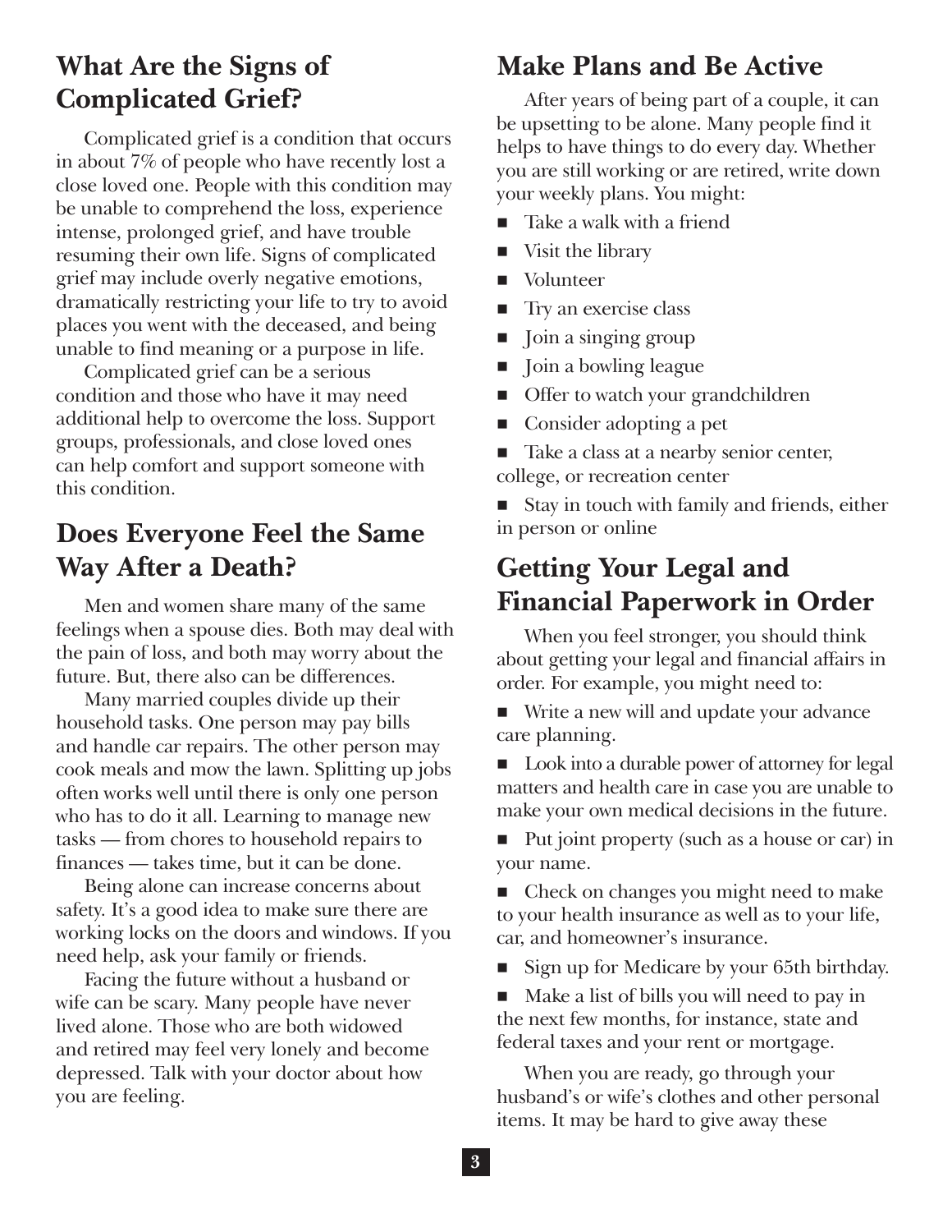## What Are the Signs of Complicated Grief?

Complicated grief is a condition that occurs in about 7% of people who have recently lost a close loved one. People with this condition may be unable to comprehend the loss, experience intense, prolonged grief, and have trouble resuming their own life. Signs of complicated grief may include overly negative emotions, dramatically restricting your life to try to avoid places you went with the deceased, and being unable to find meaning or a purpose in life.

Complicated grief can be a serious condition and those who have it may need additional help to overcome the loss. Support groups, professionals, and close loved ones can help comfort and support someone with this condition.

## Does Everyone Feel the Same Way After a Death?

Men and women share many of the same feelings when a spouse dies. Both may deal with the pain of loss, and both may worry about the future. But, there also can be differences.

Many married couples divide up their household tasks. One person may pay bills and handle car repairs. The other person may cook meals and mow the lawn. Splitting up jobs often works well until there is only one person who has to do it all. Learning to manage new tasks — from chores to household repairs to finances — takes time, but it can be done.

Being alone can increase concerns about safety. It's a good idea to make sure there are working locks on the doors and windows. If you need help, ask your family or friends.

Facing the future without a husband or wife can be scary. Many people have never lived alone. Those who are both widowed and retired may feel very lonely and become depressed. Talk with your doctor about how you are feeling.

## Make Plans and Be Active

After years of being part of a couple, it can be upsetting to be alone. Many people find it helps to have things to do every day. Whether you are still working or are retired, write down your weekly plans. You might:

- Take a walk with a friend
- Visit the library
- Volunteer
- Try an exercise class
- Join a singing group
- Join a bowling league
- Offer to watch your grandchildren
- Consider adopting a pet
- Take a class at a nearby senior center, college, or recreation center
- Stay in touch with family and friends, either in person or online

## Getting Your Legal and Financial Paperwork in Order

When you feel stronger, you should think about getting your legal and financial affairs in order. For example, you might need to:

- Write a new will and update your advance care planning.
- Look into a durable power of attorney for legal matters and health care in case you are unable to make your own medical decisions in the future.
- Put joint property (such as a house or car) in your name.
- Check on changes you might need to make to your health insurance as well as to your life, car, and homeowner's insurance.
- Sign up for Medicare by your 65th birthday.
- Make a list of bills you will need to pay in the next few months, for instance, state and federal taxes and your rent or mortgage.

When you are ready, go through your husband's or wife's clothes and other personal items. It may be hard to give away these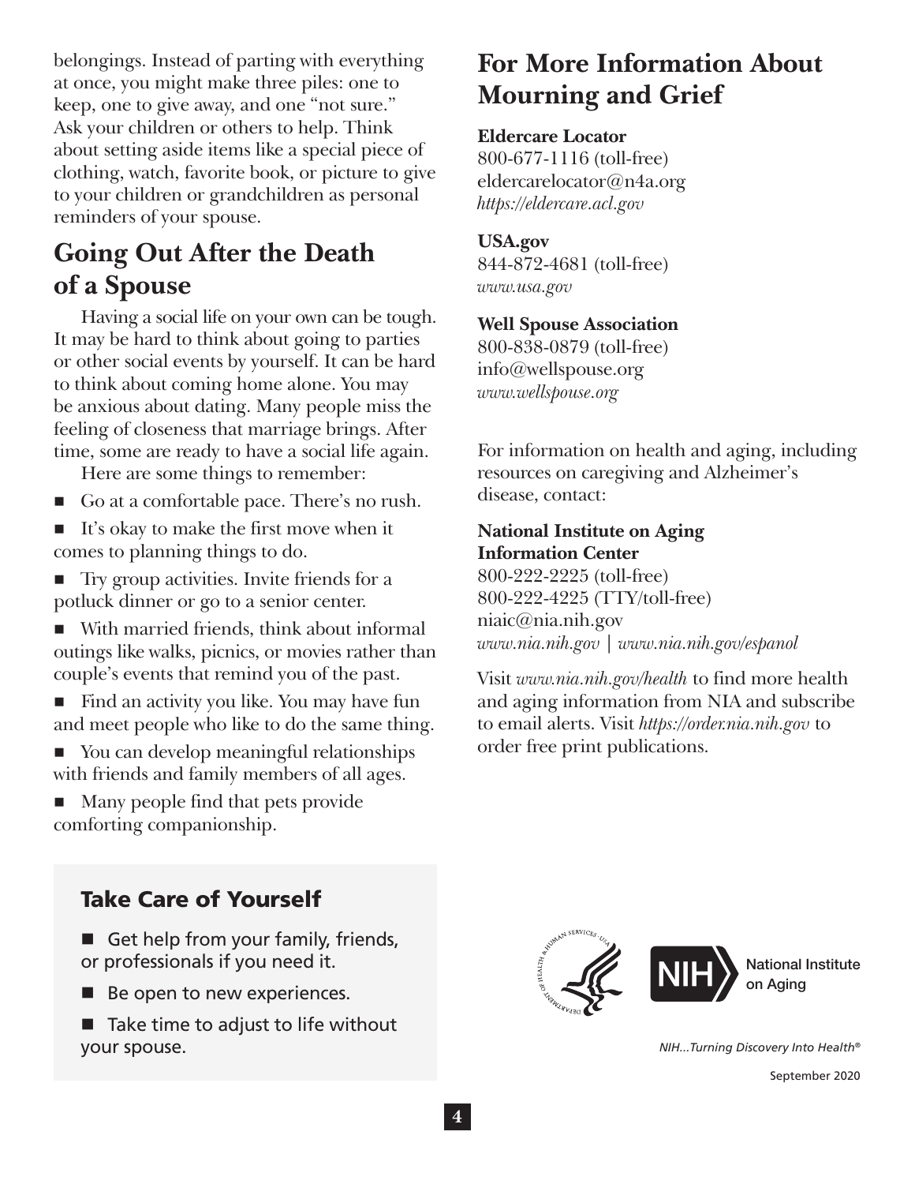belongings. Instead of parting with everything at once, you might make three piles: one to keep, one to give away, and one "not sure." Ask your children or others to help. Think about setting aside items like a special piece of clothing, watch, favorite book, or picture to give to your children or grandchildren as personal reminders of your spouse.

## Going Out After the Death of a Spouse

Having a social life on your own can be tough. It may be hard to think about going to parties or other social events by yourself. It can be hard to think about coming home alone. You may be anxious about dating. Many people miss the feeling of closeness that marriage brings. After time, some are ready to have a social life again.

Here are some things to remember:

- Go at a comfortable pace. There's no rush.
- It's okay to make the first move when it comes to planning things to do.
- Try group activities. Invite friends for a potluck dinner or go to a senior center.
- With married friends, think about informal outings like walks, picnics, or movies rather than couple's events that remind you of the past.
- Find an activity you like. You may have fun and meet people who like to do the same thing.
- You can develop meaningful relationships with friends and family members of all ages.
- Many people find that pets provide comforting companionship.

### Take Care of Yourself

- Get help from your family, friends, or professionals if you need it.
- Be open to new experiences.
- Take time to adjust to life without your spouse.

## For More Information About Mourning and Grief

**Eldercare Locator**
800-677-1116 (toll-free)
eldercarelocator@n4a.org
*https://eldercare.acl.gov*

**USA.gov**
844-872-4681 (toll-free)
*www.usa.gov*

**Well Spouse Association**
800-838-0879 (toll-free)
info@wellspouse.org
*www.wellspouse.org*

For information on health and aging, including resources on caregiving and Alzheimer's disease, contact:

**National Institute on Aging Information Center**
800-222-2225 (toll-free)
800-222-4225 (TTY/toll-free)
niaic@nia.nih.gov
*www.nia.nih.gov* | *www.nia.nih.gov/espanol*

Visit *www.nia.nih.gov/health* to find more health and aging information from NIA and subscribe to email alerts. Visit *https://order.nia.nih.gov* to order free print publications.

NIH National Institute on Aging

*NIH...Turning Discovery Into Health®*

September 2020